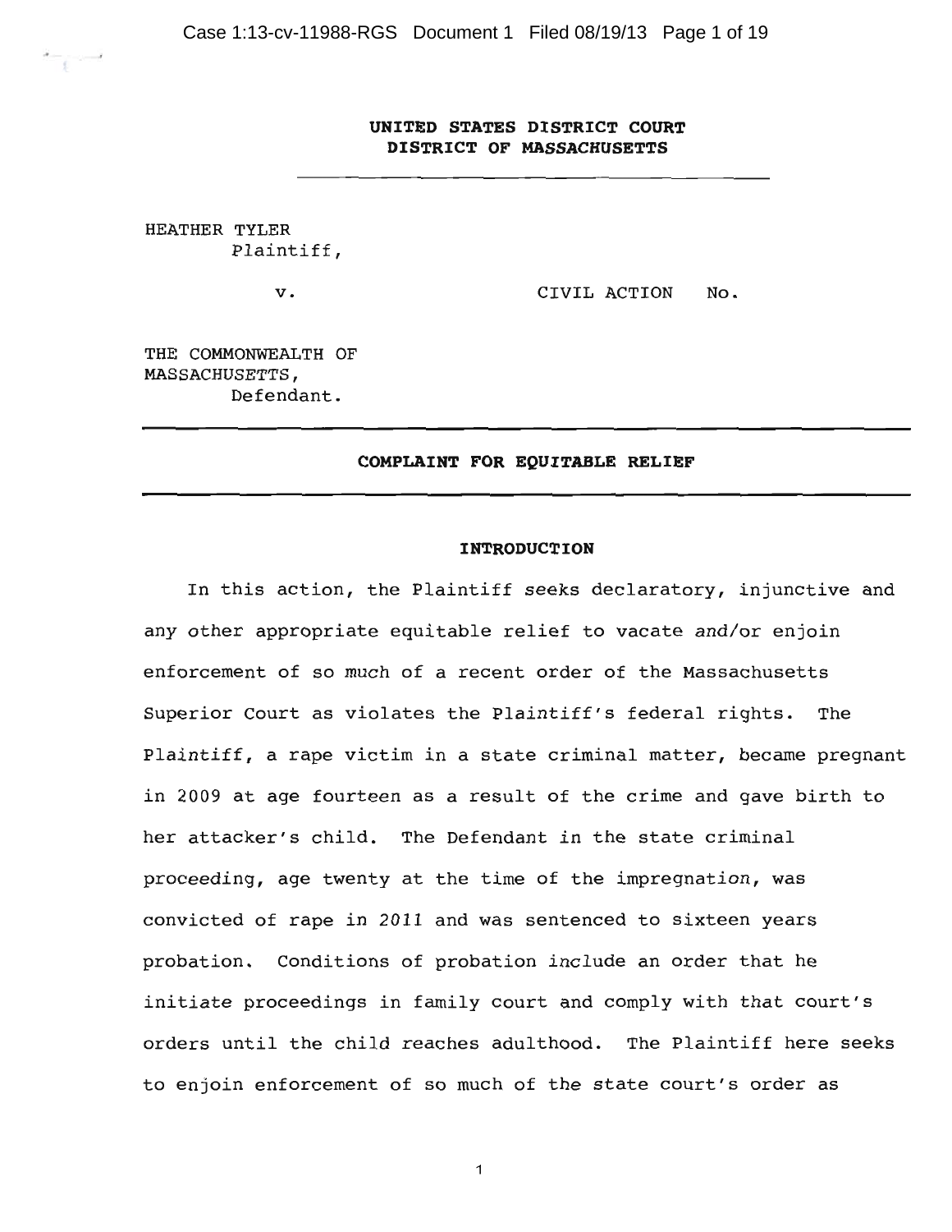**UNITED STATES DISTRICT COURT**
**DISTRICT OF MASSACHUSETTS**

---

HEATHER TYLER
Plaintiff,

v. CIVIL ACTION No.

THE COMMONWEALTH OF
MASSACHUSETTS,
Defendant.

---

**COMPLAINT FOR EQUITABLE RELIEF**

---

**INTRODUCTION**

In this action, the Plaintiff seeks declaratory, injunctive and any other appropriate equitable relief to vacate and/or enjoin enforcement of so much of a recent order of the Massachusetts Superior Court as violates the Plaintiff's federal rights. The Plaintiff, a rape victim in a state criminal matter, became pregnant in 2009 at age fourteen as a result of the crime and gave birth to her attacker's child. The Defendant in the state criminal proceeding, age twenty at the time of the impregnation, was convicted of rape in 2011 and was sentenced to sixteen years probation. Conditions of probation include an order that he initiate proceedings in family court and comply with that court's orders until the child reaches adulthood. The Plaintiff here seeks to enjoin enforcement of so much of the state court's order as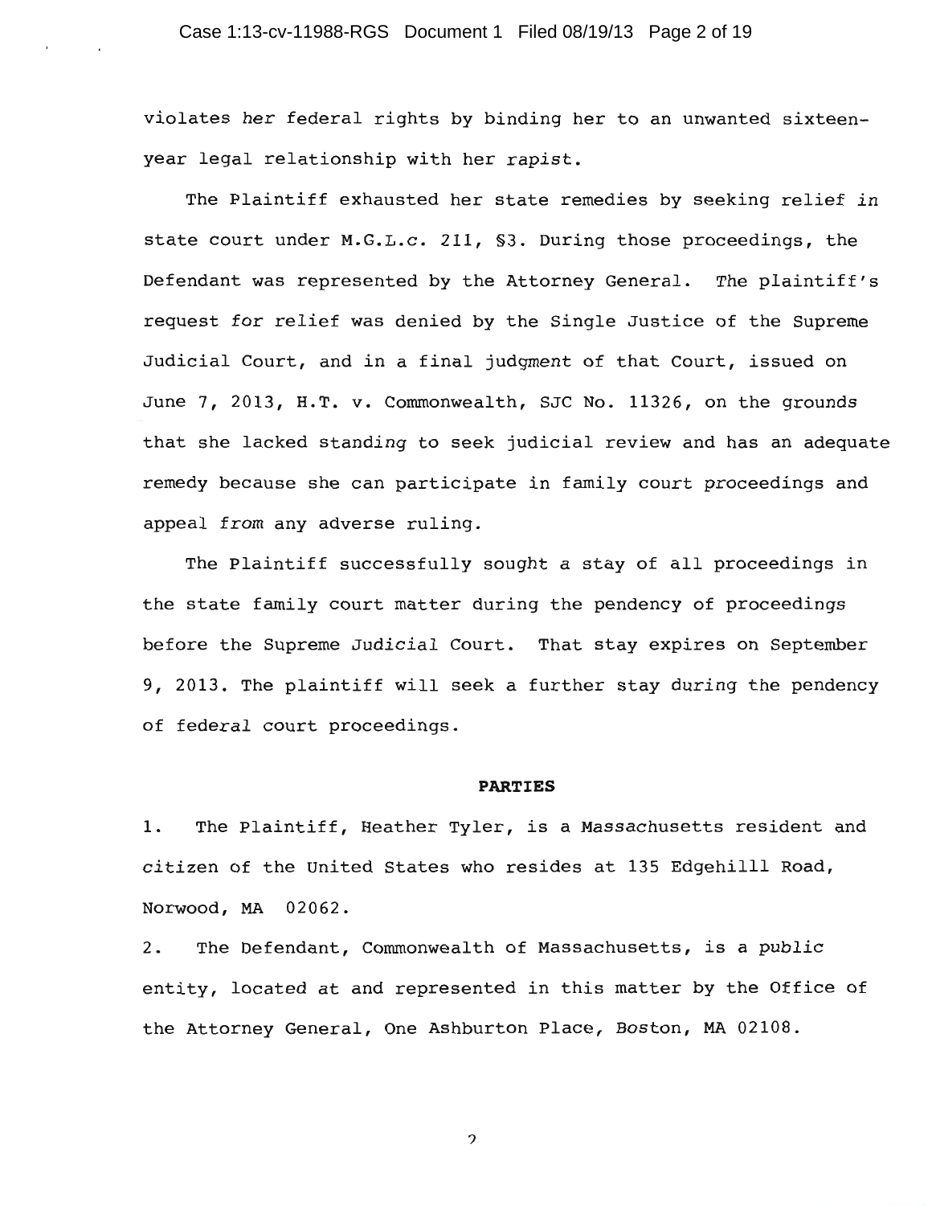violates her federal rights by binding her to an unwanted sixteen-year legal relationship with her rapist.

The Plaintiff exhausted her state remedies by seeking relief in state court under M.G.L.c. 211, §3. During those proceedings, the Defendant was represented by the Attorney General. The plaintiff's request for relief was denied by the Single Justice of the Supreme Judicial Court, and in a final judgment of that Court, issued on June 7, 2013, H.T. v. Commonwealth, SJC No. 11326, on the grounds that she lacked standing to seek judicial review and has an adequate remedy because she can participate in family court proceedings and appeal from any adverse ruling.

The Plaintiff successfully sought a stay of all proceedings in the state family court matter during the pendency of proceedings before the Supreme Judicial Court. That stay expires on September 9, 2013. The plaintiff will seek a further stay during the pendency of federal court proceedings.

**PARTIES**

1. The Plaintiff, Heather Tyler, is a Massachusetts resident and citizen of the United States who resides at 135 Edgehilll Road, Norwood, MA 02062.

2. The Defendant, Commonwealth of Massachusetts, is a public entity, located at and represented in this matter by the Office of the Attorney General, One Ashburton Place, Boston, MA 02108.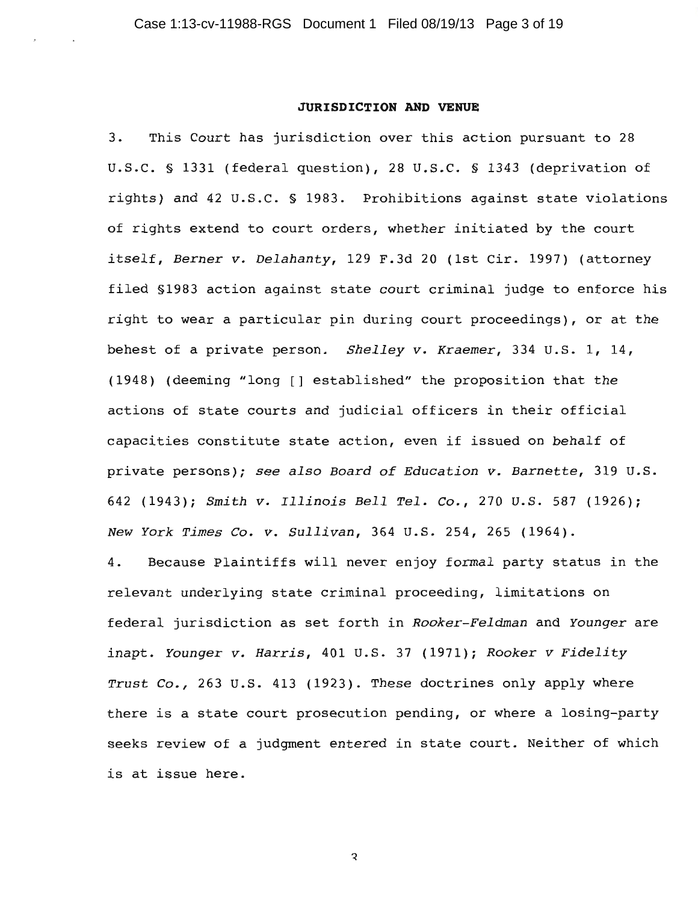## JURISDICTION AND VENUE

3. This Court has jurisdiction over this action pursuant to 28 U.S.C. § 1331 (federal question), 28 U.S.C. § 1343 (deprivation of rights) and 42 U.S.C. § 1983. Prohibitions against state violations of rights extend to court orders, whether initiated by the court itself, *Berner v. Delahanty*, 129 F.3d 20 (1st Cir. 1997) (attorney filed §1983 action against state court criminal judge to enforce his right to wear a particular pin during court proceedings), or at the behest of a private person. *Shelley v. Kraemer*, 334 U.S. 1, 14, (1948) (deeming "long [] established" the proposition that the actions of state courts and judicial officers in their official capacities constitute state action, even if issued on behalf of private persons); *see also Board of Education v. Barnette*, 319 U.S. 642 (1943); *Smith v. Illinois Bell Tel. Co.*, 270 U.S. 587 (1926); *New York Times Co. v. Sullivan*, 364 U.S. 254, 265 (1964).

4. Because Plaintiffs will never enjoy formal party status in the relevant underlying state criminal proceeding, limitations on federal jurisdiction as set forth in *Rooker-Feldman* and *Younger* are inapt. *Younger v. Harris*, 401 U.S. 37 (1971); *Rooker v Fidelity Trust Co.,* 263 U.S. 413 (1923). These doctrines only apply where there is a state court prosecution pending, or where a losing-party seeks review of a judgment entered in state court. Neither of which is at issue here.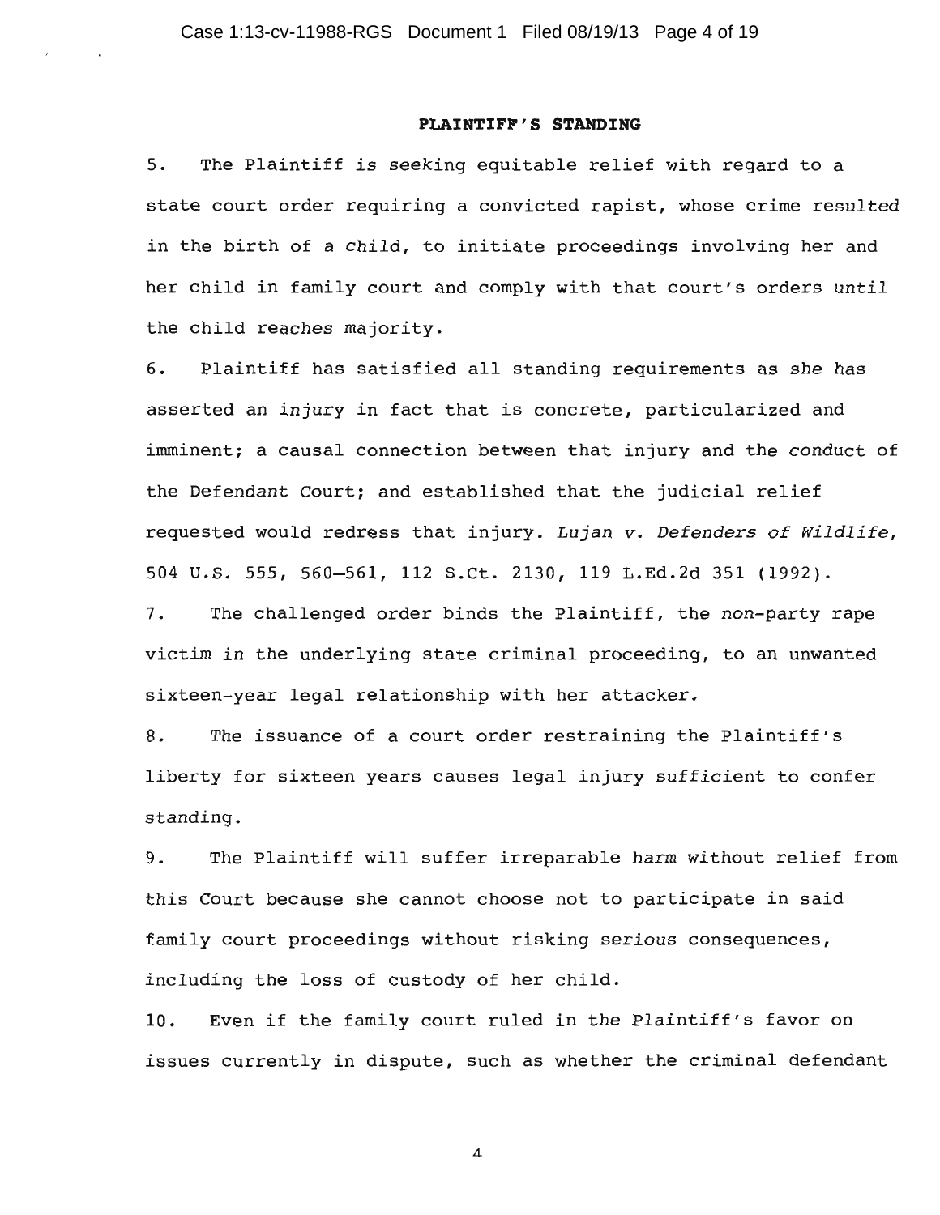## PLAINTIFF'S STANDING

5. The Plaintiff is seeking equitable relief with regard to a state court order requiring a convicted rapist, whose crime resulted in the birth of a child, to initiate proceedings involving her and her child in family court and comply with that court's orders until the child reaches majority.

6. Plaintiff has satisfied all standing requirements as she has asserted an injury in fact that is concrete, particularized and imminent; a causal connection between that injury and the conduct of the Defendant Court; and established that the judicial relief requested would redress that injury. *Lujan v. Defenders of Wildlife*, 504 U.S. 555, 560–561, 112 S.Ct. 2130, 119 L.Ed.2d 351 (1992).

7. The challenged order binds the Plaintiff, the non-party rape victim in the underlying state criminal proceeding, to an unwanted sixteen-year legal relationship with her attacker.

8. The issuance of a court order restraining the Plaintiff's liberty for sixteen years causes legal injury sufficient to confer standing.

9. The Plaintiff will suffer irreparable harm without relief from this Court because she cannot choose not to participate in said family court proceedings without risking serious consequences, including the loss of custody of her child.

10. Even if the family court ruled in the Plaintiff's favor on issues currently in dispute, such as whether the criminal defendant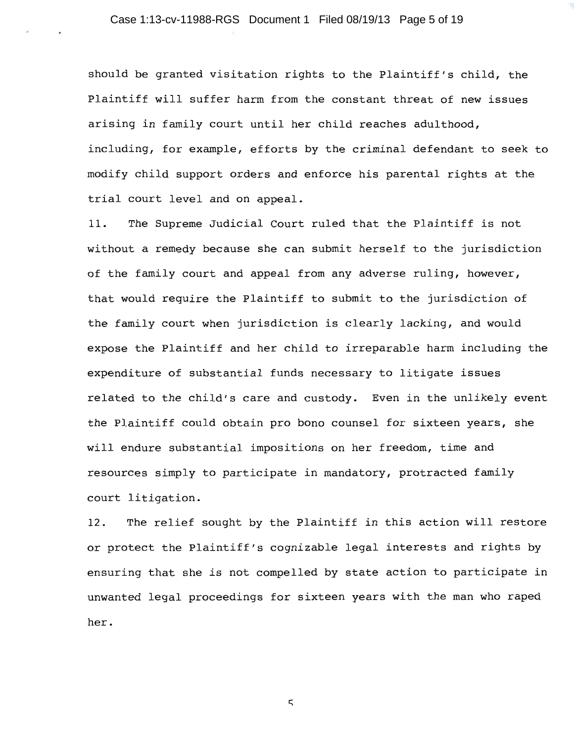should be granted visitation rights to the Plaintiff's child, the Plaintiff will suffer harm from the constant threat of new issues arising in family court until her child reaches adulthood, including, for example, efforts by the criminal defendant to seek to modify child support orders and enforce his parental rights at the trial court level and on appeal.

11. The Supreme Judicial Court ruled that the Plaintiff is not without a remedy because she can submit herself to the jurisdiction of the family court and appeal from any adverse ruling, however, that would require the Plaintiff to submit to the jurisdiction of the family court when jurisdiction is clearly lacking, and would expose the Plaintiff and her child to irreparable harm including the expenditure of substantial funds necessary to litigate issues related to the child's care and custody. Even in the unlikely event the Plaintiff could obtain pro bono counsel for sixteen years, she will endure substantial impositions on her freedom, time and resources simply to participate in mandatory, protracted family court litigation.

12. The relief sought by the Plaintiff in this action will restore or protect the Plaintiff's cognizable legal interests and rights by ensuring that she is not compelled by state action to participate in unwanted legal proceedings for sixteen years with the man who raped her.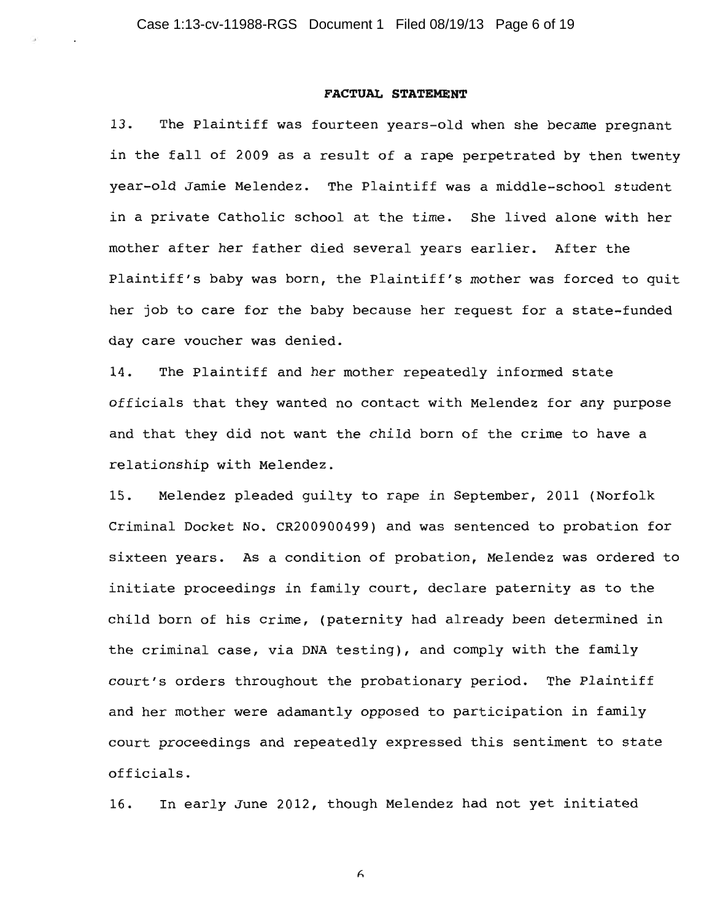## FACTUAL STATEMENT

13. The Plaintiff was fourteen years-old when she became pregnant in the fall of 2009 as a result of a rape perpetrated by then twenty year-old Jamie Melendez. The Plaintiff was a middle-school student in a private Catholic school at the time. She lived alone with her mother after her father died several years earlier. After the Plaintiff's baby was born, the Plaintiff's mother was forced to quit her job to care for the baby because her request for a state-funded day care voucher was denied.

14. The Plaintiff and her mother repeatedly informed state officials that they wanted no contact with Melendez for any purpose and that they did not want the child born of the crime to have a relationship with Melendez.

15. Melendez pleaded guilty to rape in September, 2011 (Norfolk Criminal Docket No. CR200900499) and was sentenced to probation for sixteen years. As a condition of probation, Melendez was ordered to initiate proceedings in family court, declare paternity as to the child born of his crime, (paternity had already been determined in the criminal case, via DNA testing), and comply with the family court's orders throughout the probationary period. The Plaintiff and her mother were adamantly opposed to participation in family court proceedings and repeatedly expressed this sentiment to state officials.

16. In early June 2012, though Melendez had not yet initiated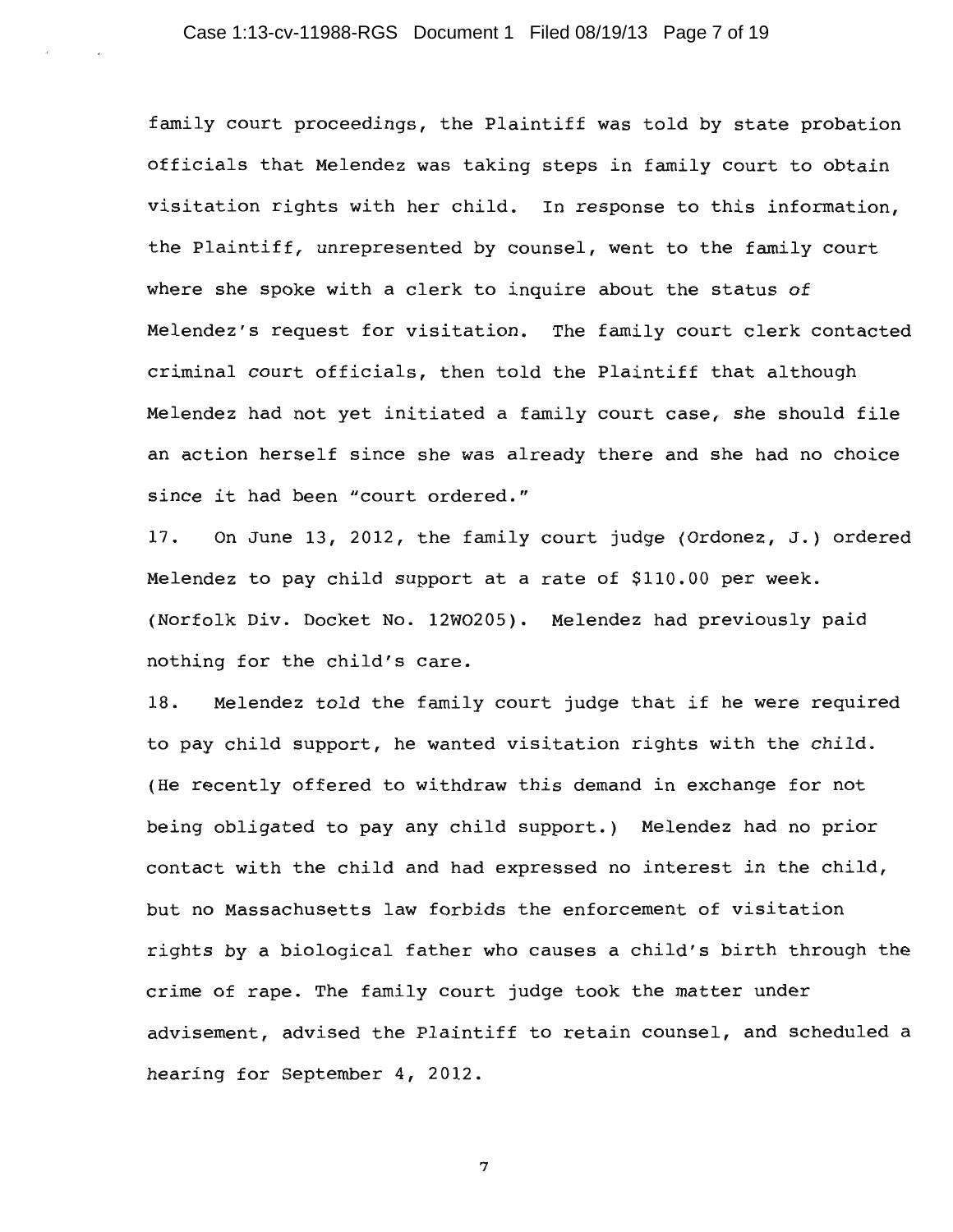family court proceedings, the Plaintiff was told by state probation officials that Melendez was taking steps in family court to obtain visitation rights with her child. In response to this information, the Plaintiff, unrepresented by counsel, went to the family court where she spoke with a clerk to inquire about the status of Melendez's request for visitation. The family court clerk contacted criminal court officials, then told the Plaintiff that although Melendez had not yet initiated a family court case, she should file an action herself since she was already there and she had no choice since it had been "court ordered."

17. On June 13, 2012, the family court judge (Ordonez, J.) ordered Melendez to pay child support at a rate of $110.00 per week. (Norfolk Div. Docket No. 12W0205). Melendez had previously paid nothing for the child's care.

18. Melendez told the family court judge that if he were required to pay child support, he wanted visitation rights with the child. (He recently offered to withdraw this demand in exchange for not being obligated to pay any child support.) Melendez had no prior contact with the child and had expressed no interest in the child, but no Massachusetts law forbids the enforcement of visitation rights by a biological father who causes a child's birth through the crime of rape. The family court judge took the matter under advisement, advised the Plaintiff to retain counsel, and scheduled a hearing for September 4, 2012.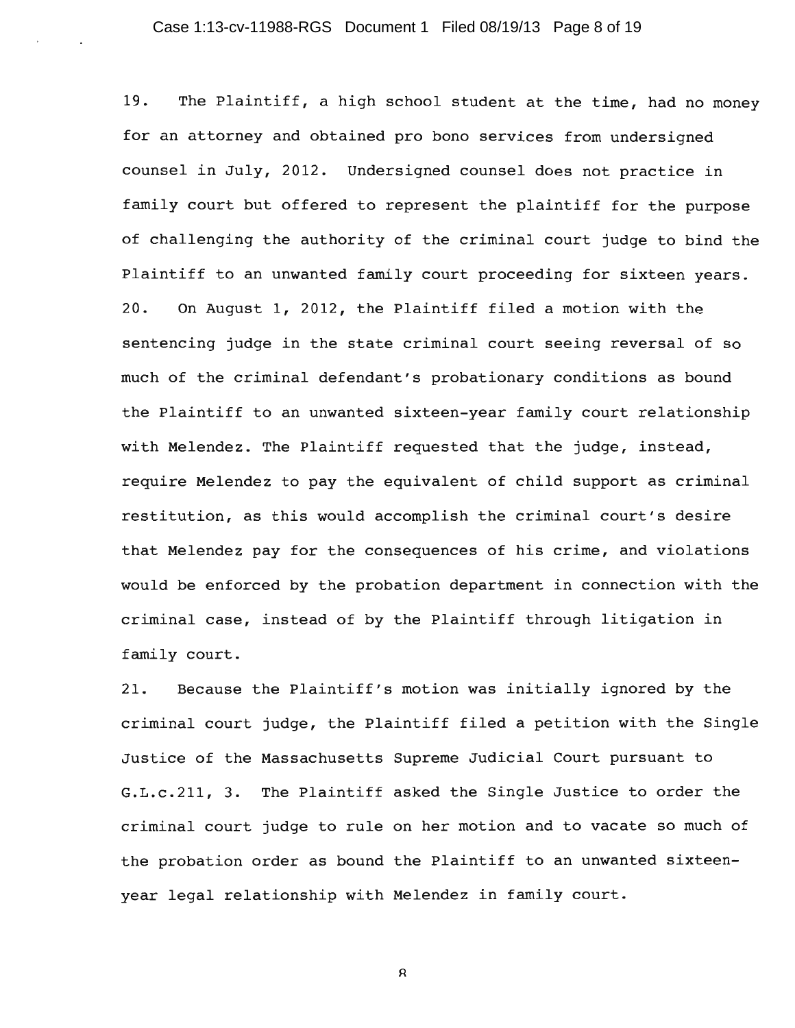19. The Plaintiff, a high school student at the time, had no money for an attorney and obtained pro bono services from undersigned counsel in July, 2012. Undersigned counsel does not practice in family court but offered to represent the plaintiff for the purpose of challenging the authority of the criminal court judge to bind the Plaintiff to an unwanted family court proceeding for sixteen years.

20. On August 1, 2012, the Plaintiff filed a motion with the sentencing judge in the state criminal court seeing reversal of so much of the criminal defendant's probationary conditions as bound the Plaintiff to an unwanted sixteen-year family court relationship with Melendez. The Plaintiff requested that the judge, instead, require Melendez to pay the equivalent of child support as criminal restitution, as this would accomplish the criminal court's desire that Melendez pay for the consequences of his crime, and violations would be enforced by the probation department in connection with the criminal case, instead of by the Plaintiff through litigation in family court.

21. Because the Plaintiff's motion was initially ignored by the criminal court judge, the Plaintiff filed a petition with the Single Justice of the Massachusetts Supreme Judicial Court pursuant to G.L.c.211, 3. The Plaintiff asked the Single Justice to order the criminal court judge to rule on her motion and to vacate so much of the probation order as bound the Plaintiff to an unwanted sixteen-year legal relationship with Melendez in family court.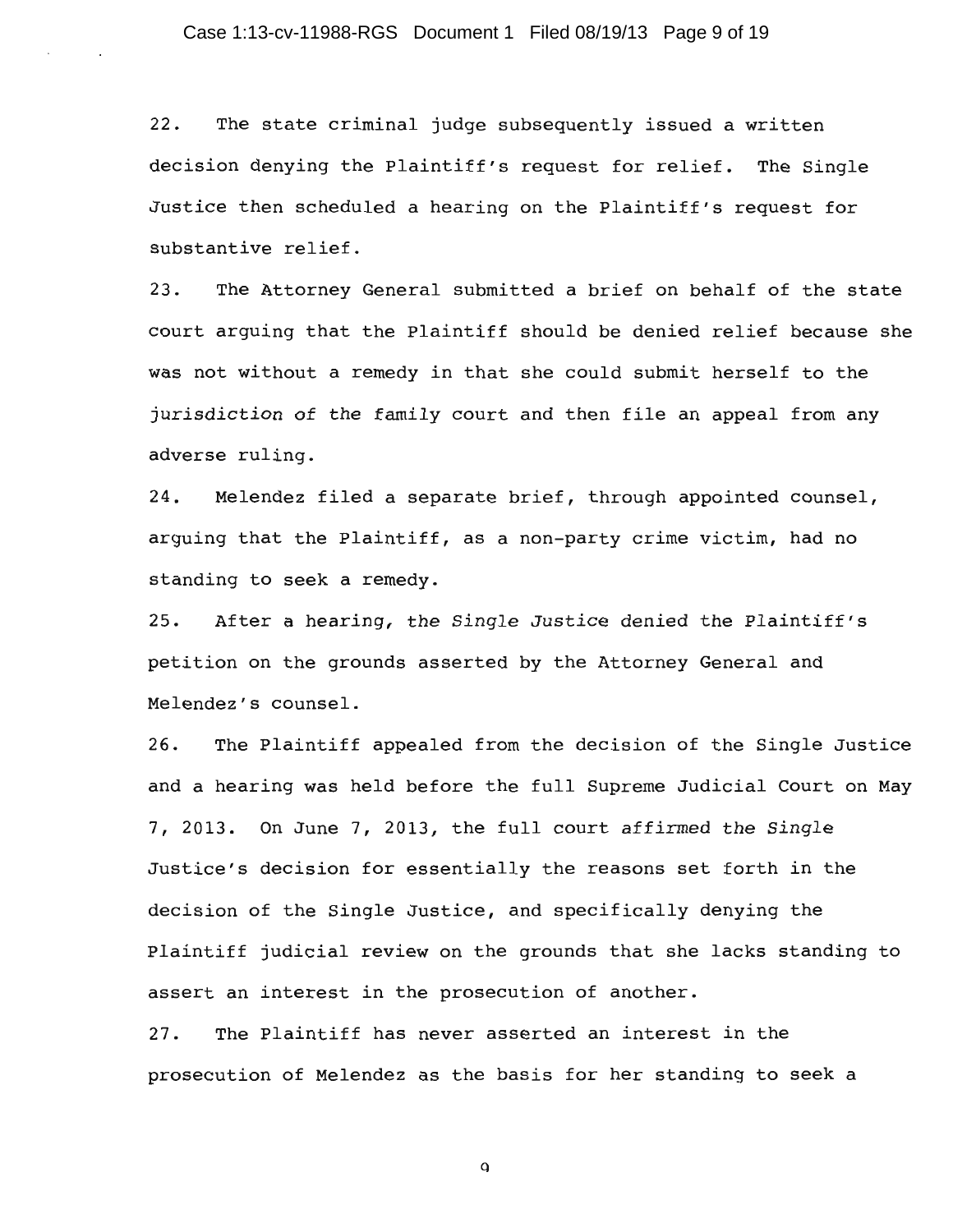22. The state criminal judge subsequently issued a written decision denying the Plaintiff's request for relief. The Single Justice then scheduled a hearing on the Plaintiff's request for substantive relief.

23. The Attorney General submitted a brief on behalf of the state court arguing that the Plaintiff should be denied relief because she was not without a remedy in that she could submit herself to the jurisdiction of the family court and then file an appeal from any adverse ruling.

24. Melendez filed a separate brief, through appointed counsel, arguing that the Plaintiff, as a non-party crime victim, had no standing to seek a remedy.

25. After a hearing, the Single Justice denied the Plaintiff's petition on the grounds asserted by the Attorney General and Melendez's counsel.

26. The Plaintiff appealed from the decision of the Single Justice and a hearing was held before the full Supreme Judicial Court on May 7, 2013. On June 7, 2013, the full court affirmed the Single Justice's decision for essentially the reasons set forth in the decision of the Single Justice, and specifically denying the Plaintiff judicial review on the grounds that she lacks standing to assert an interest in the prosecution of another.

27. The Plaintiff has never asserted an interest in the prosecution of Melendez as the basis for her standing to seek a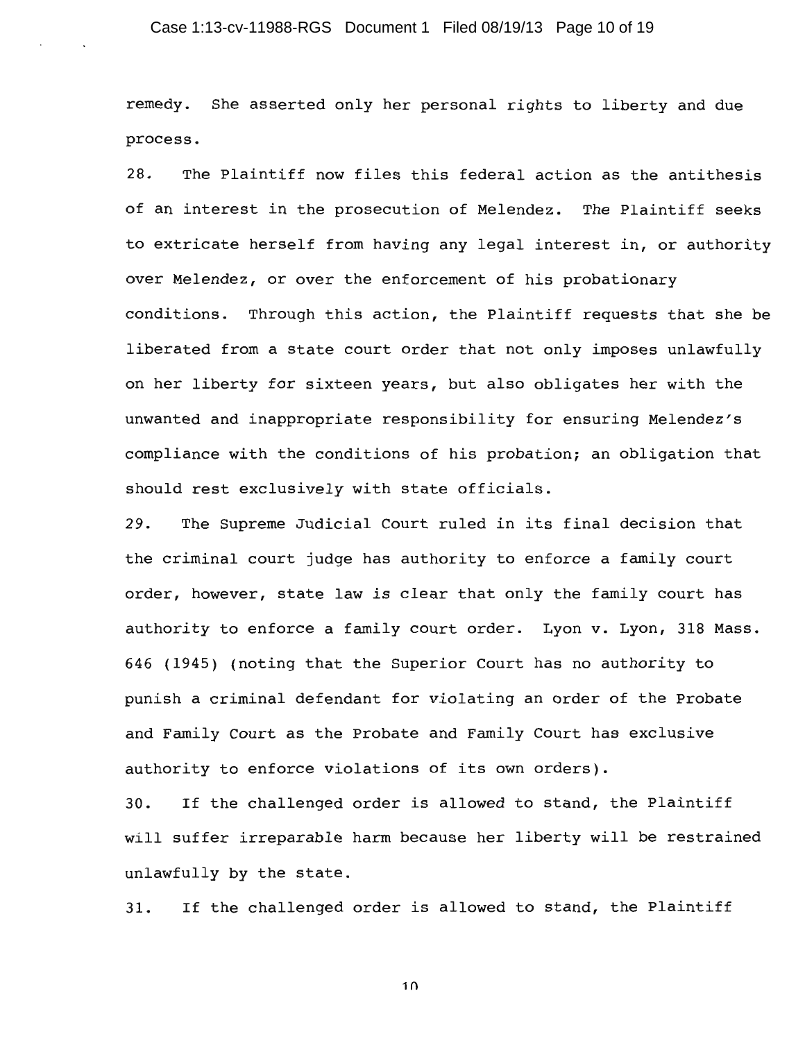remedy. She asserted only her personal rights to liberty and due process.

28. The Plaintiff now files this federal action as the antithesis of an interest in the prosecution of Melendez. The Plaintiff seeks to extricate herself from having any legal interest in, or authority over Melendez, or over the enforcement of his probationary conditions. Through this action, the Plaintiff requests that she be liberated from a state court order that not only imposes unlawfully on her liberty for sixteen years, but also obligates her with the unwanted and inappropriate responsibility for ensuring Melendez's compliance with the conditions of his probation; an obligation that should rest exclusively with state officials.

29. The Supreme Judicial Court ruled in its final decision that the criminal court judge has authority to enforce a family court order, however, state law is clear that only the family court has authority to enforce a family court order. Lyon v. Lyon, 318 Mass. 646 (1945) (noting that the Superior Court has no authority to punish a criminal defendant for violating an order of the Probate and Family Court as the Probate and Family Court has exclusive authority to enforce violations of its own orders).

30. If the challenged order is allowed to stand, the Plaintiff will suffer irreparable harm because her liberty will be restrained unlawfully by the state.

31. If the challenged order is allowed to stand, the Plaintiff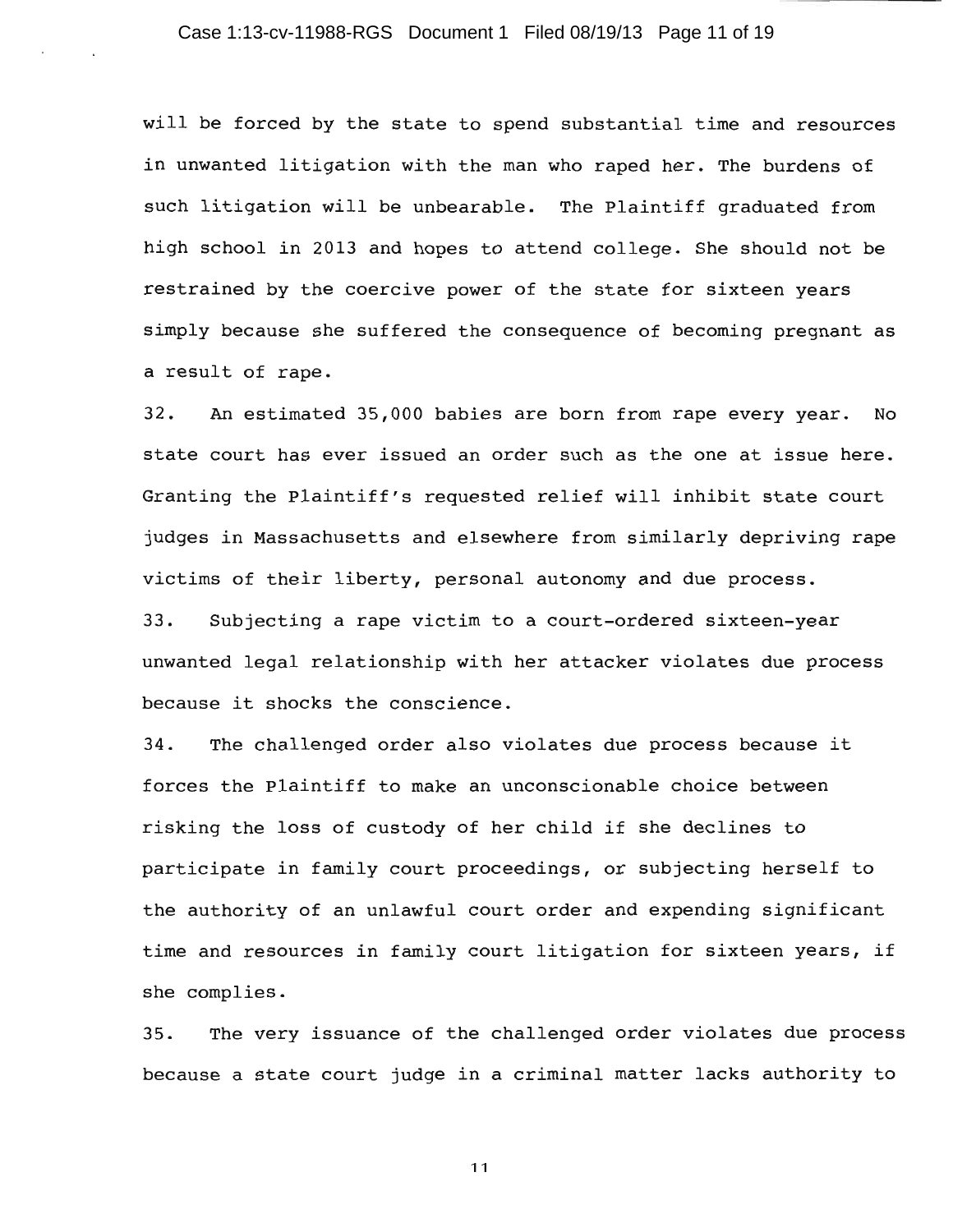will be forced by the state to spend substantial time and resources in unwanted litigation with the man who raped her. The burdens of such litigation will be unbearable. The Plaintiff graduated from high school in 2013 and hopes to attend college. She should not be restrained by the coercive power of the state for sixteen years simply because she suffered the consequence of becoming pregnant as a result of rape.

32. An estimated 35,000 babies are born from rape every year. No state court has ever issued an order such as the one at issue here. Granting the Plaintiff's requested relief will inhibit state court judges in Massachusetts and elsewhere from similarly depriving rape victims of their liberty, personal autonomy and due process.

33. Subjecting a rape victim to a court-ordered sixteen-year unwanted legal relationship with her attacker violates due process because it shocks the conscience.

34. The challenged order also violates due process because it forces the Plaintiff to make an unconscionable choice between risking the loss of custody of her child if she declines to participate in family court proceedings, or subjecting herself to the authority of an unlawful court order and expending significant time and resources in family court litigation for sixteen years, if she complies.

35. The very issuance of the challenged order violates due process because a state court judge in a criminal matter lacks authority to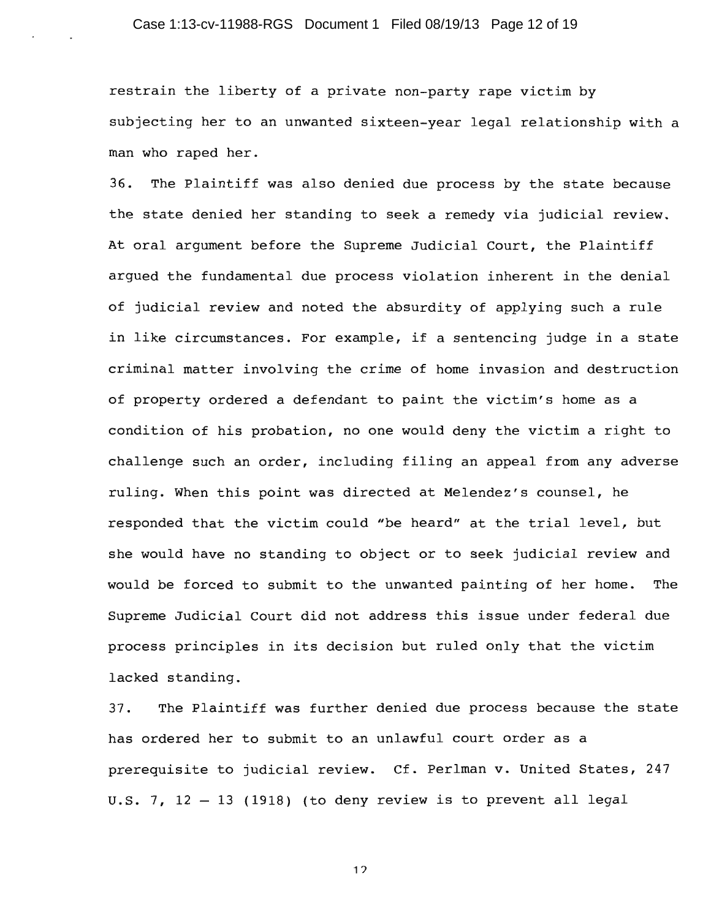restrain the liberty of a private non-party rape victim by subjecting her to an unwanted sixteen-year legal relationship with a man who raped her.

36. The Plaintiff was also denied due process by the state because the state denied her standing to seek a remedy via judicial review. At oral argument before the Supreme Judicial Court, the Plaintiff argued the fundamental due process violation inherent in the denial of judicial review and noted the absurdity of applying such a rule in like circumstances. For example, if a sentencing judge in a state criminal matter involving the crime of home invasion and destruction of property ordered a defendant to paint the victim's home as a condition of his probation, no one would deny the victim a right to challenge such an order, including filing an appeal from any adverse ruling. When this point was directed at Melendez's counsel, he responded that the victim could "be heard" at the trial level, but she would have no standing to object or to seek judicial review and would be forced to submit to the unwanted painting of her home. The Supreme Judicial Court did not address this issue under federal due process principles in its decision but ruled only that the victim lacked standing.

37. The Plaintiff was further denied due process because the state has ordered her to submit to an unlawful court order as a prerequisite to judicial review. Cf. Perlman v. United States, 247 U.S. 7, 12 – 13 (1918) (to deny review is to prevent all legal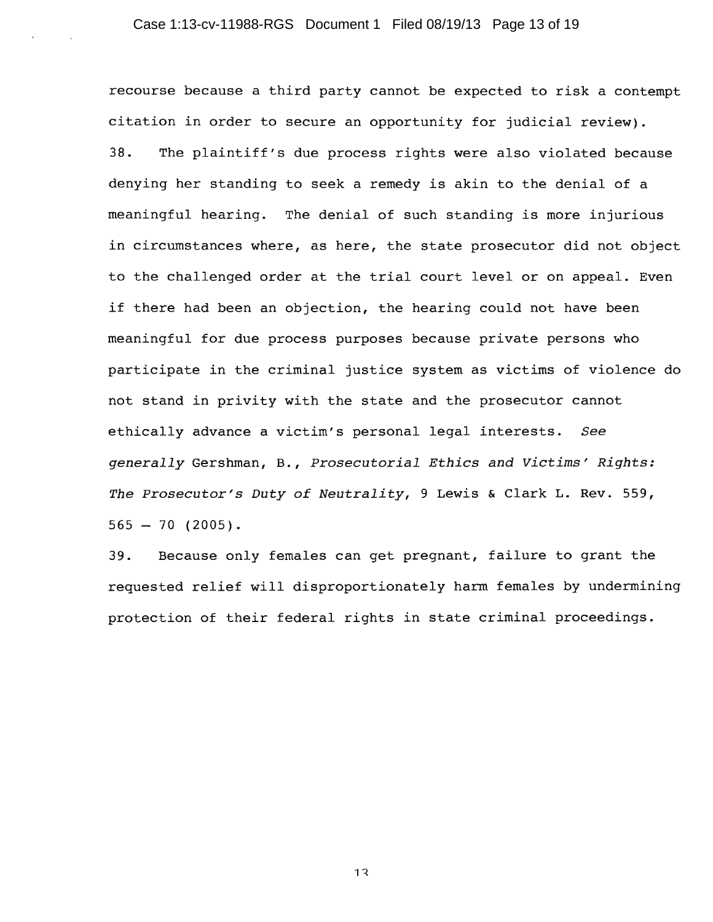recourse because a third party cannot be expected to risk a contempt citation in order to secure an opportunity for judicial review).

38. The plaintiff's due process rights were also violated because denying her standing to seek a remedy is akin to the denial of a meaningful hearing. The denial of such standing is more injurious in circumstances where, as here, the state prosecutor did not object to the challenged order at the trial court level or on appeal. Even if there had been an objection, the hearing could not have been meaningful for due process purposes because private persons who participate in the criminal justice system as victims of violence do not stand in privity with the state and the prosecutor cannot ethically advance a victim's personal legal interests. *See generally* Gershman, B., *Prosecutorial Ethics and Victims' Rights: The Prosecutor's Duty of Neutrality*, 9 Lewis & Clark L. Rev. 559, 565 – 70 (2005).

39. Because only females can get pregnant, failure to grant the requested relief will disproportionately harm females by undermining protection of their federal rights in state criminal proceedings.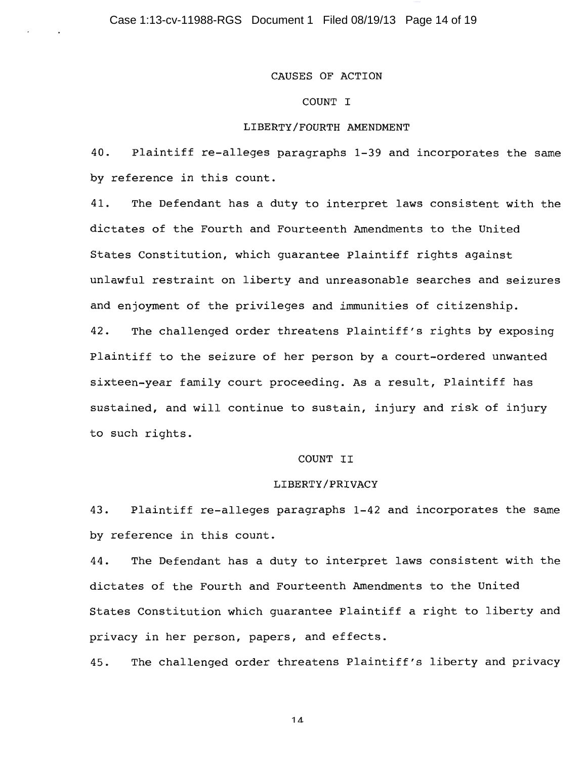## CAUSES OF ACTION

### COUNT I

### LIBERTY/FOURTH AMENDMENT

40. Plaintiff re-alleges paragraphs 1-39 and incorporates the same by reference in this count.

41. The Defendant has a duty to interpret laws consistent with the dictates of the Fourth and Fourteenth Amendments to the United States Constitution, which guarantee Plaintiff rights against unlawful restraint on liberty and unreasonable searches and seizures and enjoyment of the privileges and immunities of citizenship.

42. The challenged order threatens Plaintiff's rights by exposing Plaintiff to the seizure of her person by a court-ordered unwanted sixteen-year family court proceeding. As a result, Plaintiff has sustained, and will continue to sustain, injury and risk of injury to such rights.

### COUNT II

### LIBERTY/PRIVACY

43. Plaintiff re-alleges paragraphs 1-42 and incorporates the same by reference in this count.

44. The Defendant has a duty to interpret laws consistent with the dictates of the Fourth and Fourteenth Amendments to the United States Constitution which guarantee Plaintiff a right to liberty and privacy in her person, papers, and effects.

45. The challenged order threatens Plaintiff's liberty and privacy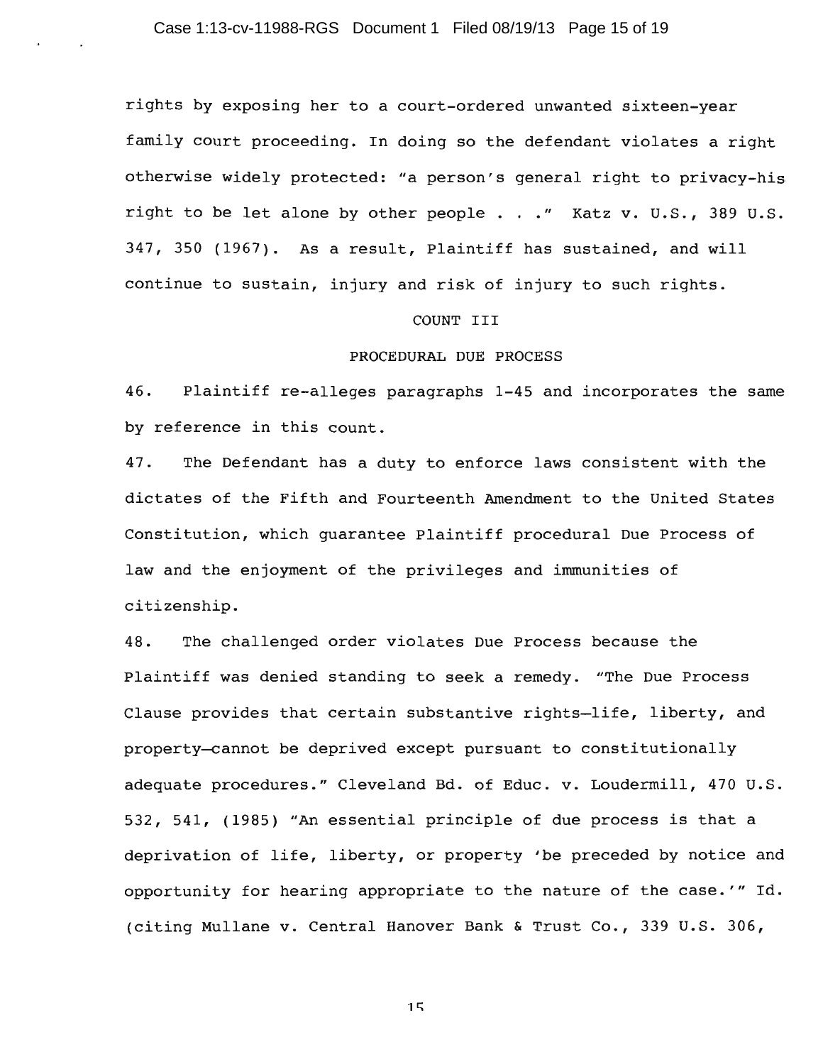rights by exposing her to a court-ordered unwanted sixteen-year family court proceeding. In doing so the defendant violates a right otherwise widely protected: "a person's general right to privacy-his right to be let alone by other people . . ." Katz v. U.S., 389 U.S. 347, 350 (1967). As a result, Plaintiff has sustained, and will continue to sustain, injury and risk of injury to such rights.

COUNT III

PROCEDURAL DUE PROCESS

46. Plaintiff re-alleges paragraphs 1-45 and incorporates the same by reference in this count.

47. The Defendant has a duty to enforce laws consistent with the dictates of the Fifth and Fourteenth Amendment to the United States Constitution, which guarantee Plaintiff procedural Due Process of law and the enjoyment of the privileges and immunities of citizenship.

48. The challenged order violates Due Process because the Plaintiff was denied standing to seek a remedy. "The Due Process Clause provides that certain substantive rights—life, liberty, and property—cannot be deprived except pursuant to constitutionally adequate procedures." Cleveland Bd. of Educ. v. Loudermill, 470 U.S. 532, 541, (1985) "An essential principle of due process is that a deprivation of life, liberty, or property 'be preceded by notice and opportunity for hearing appropriate to the nature of the case.'" Id. (citing Mullane v. Central Hanover Bank & Trust Co., 339 U.S. 306,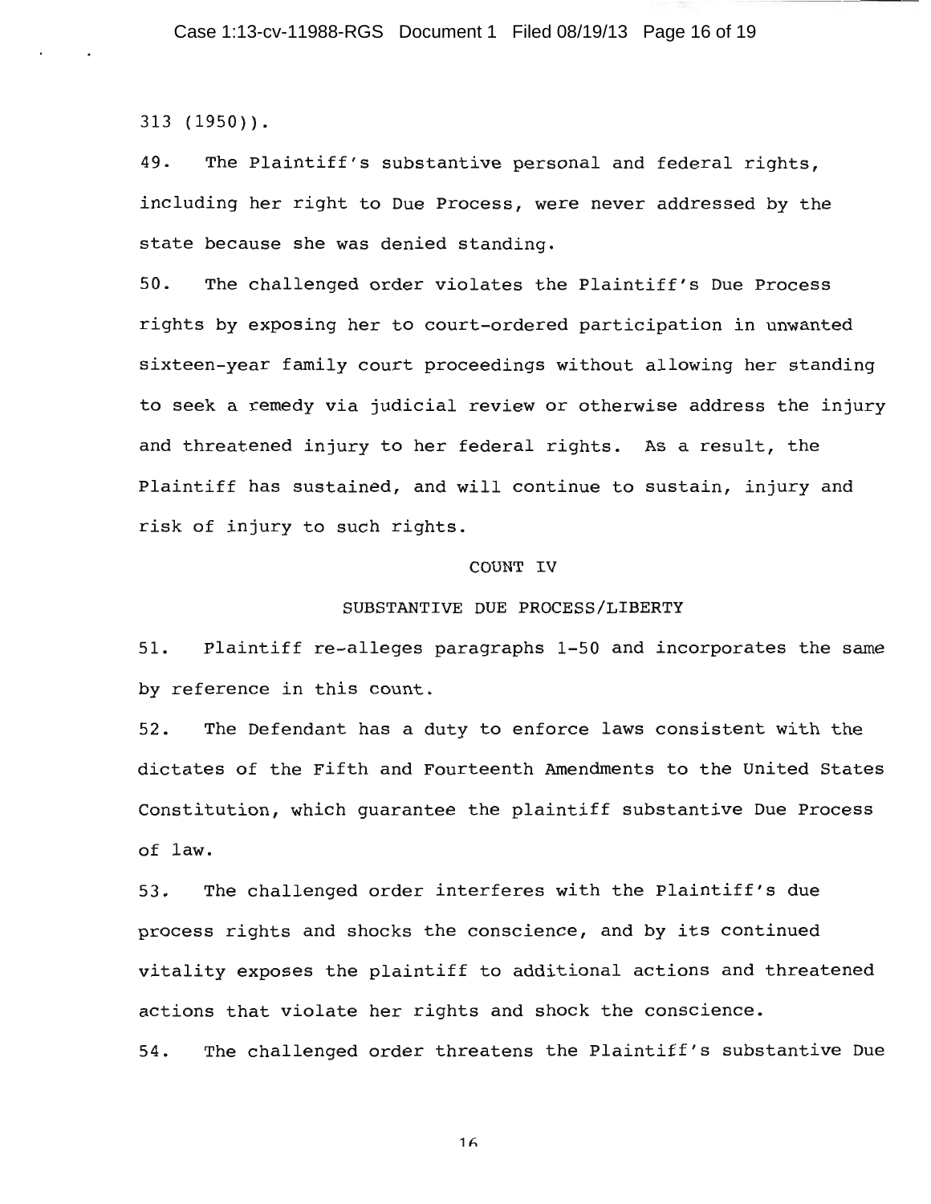313 (1950)).

49. The Plaintiff's substantive personal and federal rights, including her right to Due Process, were never addressed by the state because she was denied standing.

50. The challenged order violates the Plaintiff's Due Process rights by exposing her to court-ordered participation in unwanted sixteen-year family court proceedings without allowing her standing to seek a remedy via judicial review or otherwise address the injury and threatened injury to her federal rights. As a result, the Plaintiff has sustained, and will continue to sustain, injury and risk of injury to such rights.

COUNT IV

SUBSTANTIVE DUE PROCESS/LIBERTY

51. Plaintiff re-alleges paragraphs 1-50 and incorporates the same by reference in this count.

52. The Defendant has a duty to enforce laws consistent with the dictates of the Fifth and Fourteenth Amendments to the United States Constitution, which guarantee the plaintiff substantive Due Process of law.

53. The challenged order interferes with the Plaintiff's due process rights and shocks the conscience, and by its continued vitality exposes the plaintiff to additional actions and threatened actions that violate her rights and shock the conscience.

54. The challenged order threatens the Plaintiff's substantive Due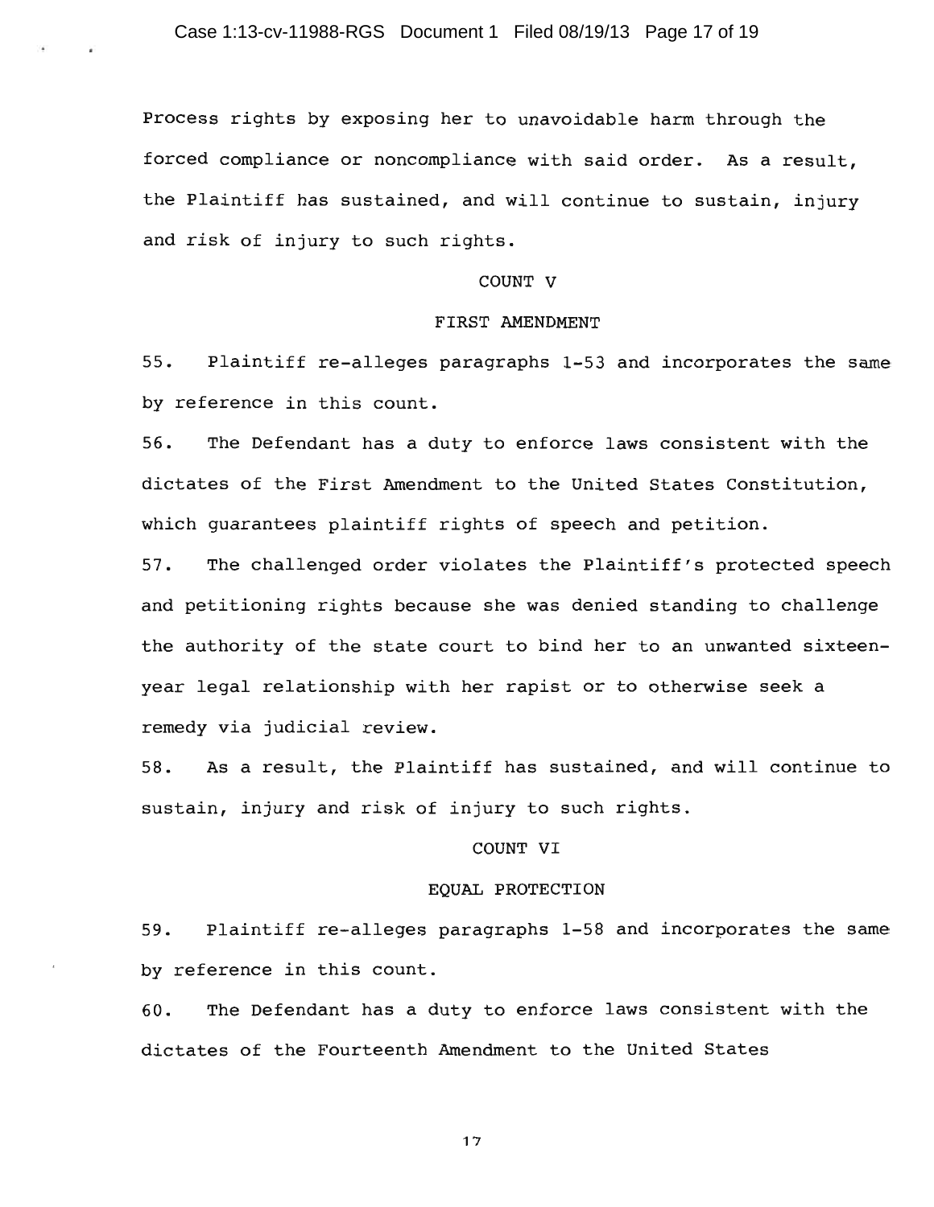Process rights by exposing her to unavoidable harm through the forced compliance or noncompliance with said order. As a result, the Plaintiff has sustained, and will continue to sustain, injury and risk of injury to such rights.

## COUNT V

## FIRST AMENDMENT

55. Plaintiff re-alleges paragraphs 1-53 and incorporates the same by reference in this count.

56. The Defendant has a duty to enforce laws consistent with the dictates of the First Amendment to the United States Constitution, which guarantees plaintiff rights of speech and petition.

57. The challenged order violates the Plaintiff's protected speech and petitioning rights because she was denied standing to challenge the authority of the state court to bind her to an unwanted sixteen-year legal relationship with her rapist or to otherwise seek a remedy via judicial review.

58. As a result, the Plaintiff has sustained, and will continue to sustain, injury and risk of injury to such rights.

## COUNT VI

## EQUAL PROTECTION

59. Plaintiff re-alleges paragraphs 1-58 and incorporates the same by reference in this count.

60. The Defendant has a duty to enforce laws consistent with the dictates of the Fourteenth Amendment to the United States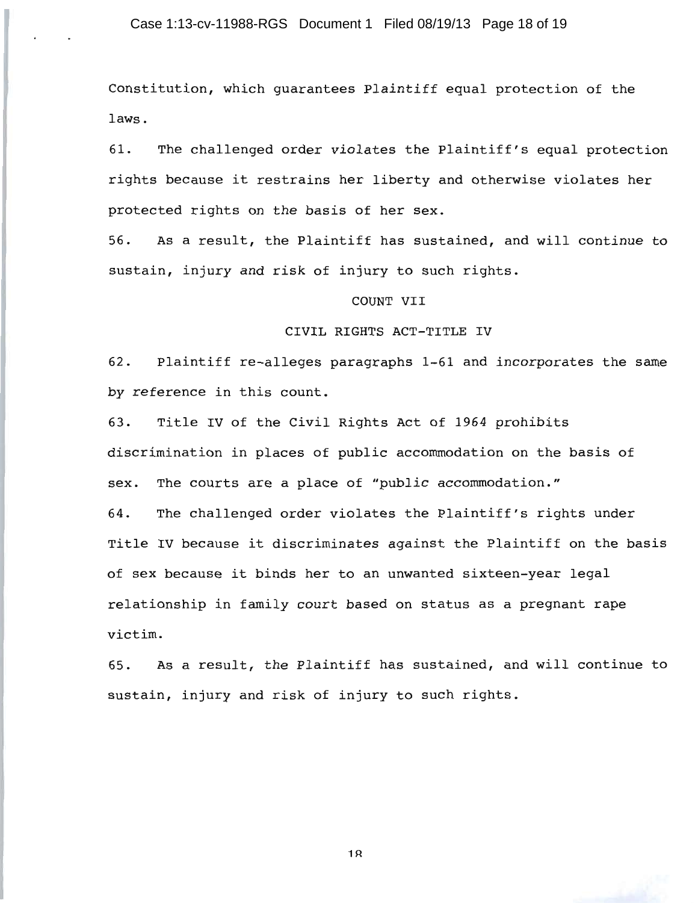Constitution, which guarantees Plaintiff equal protection of the laws.

61. The challenged order violates the Plaintiff's equal protection rights because it restrains her liberty and otherwise violates her protected rights on the basis of her sex.

56. As a result, the Plaintiff has sustained, and will continue to sustain, injury and risk of injury to such rights.

## COUNT VII

## CIVIL RIGHTS ACT-TITLE IV

62. Plaintiff re-alleges paragraphs 1-61 and incorporates the same by reference in this count.

63. Title IV of the Civil Rights Act of 1964 prohibits discrimination in places of public accommodation on the basis of sex. The courts are a place of "public accommodation."

64. The challenged order violates the Plaintiff's rights under Title IV because it discriminates against the Plaintiff on the basis of sex because it binds her to an unwanted sixteen-year legal relationship in family court based on status as a pregnant rape victim.

65. As a result, the Plaintiff has sustained, and will continue to sustain, injury and risk of injury to such rights.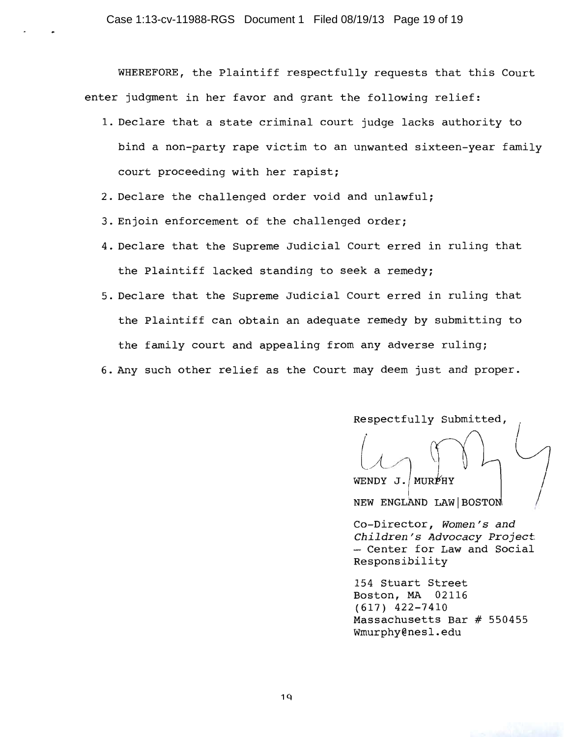WHEREFORE, the Plaintiff respectfully requests that this Court enter judgment in her favor and grant the following relief:

1. Declare that a state criminal court judge lacks authority to bind a non-party rape victim to an unwanted sixteen-year family court proceeding with her rapist;
2. Declare the challenged order void and unlawful;
3. Enjoin enforcement of the challenged order;
4. Declare that the Supreme Judicial Court erred in ruling that the Plaintiff lacked standing to seek a remedy;
5. Declare that the Supreme Judicial Court erred in ruling that the Plaintiff can obtain an adequate remedy by submitting to the family court and appealing from any adverse ruling;
6. Any such other relief as the Court may deem just and proper.

Respectfully Submitted,

WENDY J. MURPHY
NEW ENGLAND LAW|BOSTON

Co-Director, *Women's and Children's Advocacy Project* – Center for Law and Social Responsibility

154 Stuart Street
Boston, MA 02116
(617) 422-7410
Massachusetts Bar # 550455
Wmurphy@nesl.edu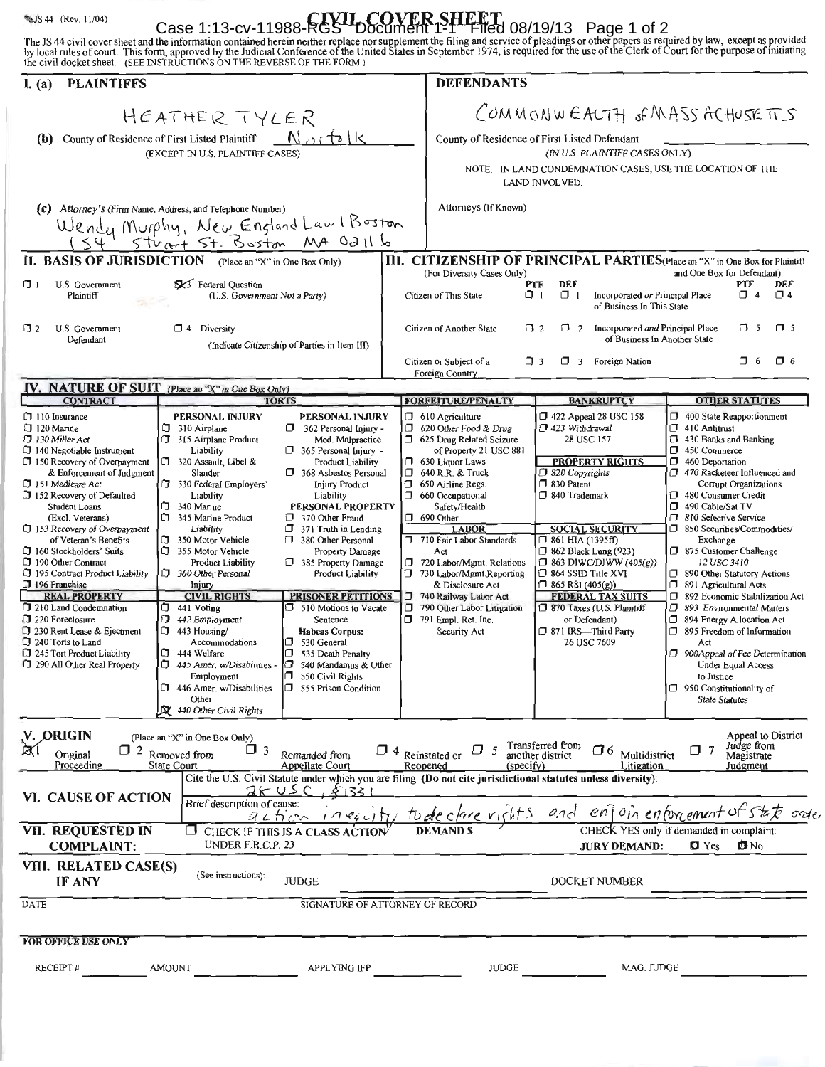JS 44 (Rev. 11/04)

# CIVIL COVER SHEET

Case 1:13-cv-11988-RGS Document 1-1 Filed 08/19/13 Page 1 of 2

The JS 44 civil cover sheet and the information contained herein neither replace nor supplement the filing and service of pleadings or other papers as required by law, except as provided by local rules of court. This form, approved by the Judicial Conference of the United States in September 1974, is required for the use of the Clerk of Court for the purpose of initiating the civil docket sheet. (SEE INSTRUCTIONS ON THE REVERSE OF THE FORM.)

## I. (a) PLAINTIFFS

HEATHER TYLER

(b) County of Residence of First Listed Plaintiff: Norfolk
(EXCEPT IN U.S. PLAINTIFF CASES)

(c) Attorney's (Firm Name, Address, and Telephone Number)
Wendy Murphy, New England Law | Boston
154 Stuart St. Boston MA 02116

## DEFENDANTS

COMMONWEALTH of MASSACHUSETTS

County of Residence of First Listed Defendant
(IN U.S. PLAINTIFF CASES ONLY)
NOTE: IN LAND CONDEMNATION CASES, USE THE LOCATION OF THE LAND INVOLVED.

Attorneys (If Known)

## II. BASIS OF JURISDICTION (Place an "X" in One Box Only)

- ☐ 1 U.S. Government Plaintiff
- ☒ 3 Federal Question (U.S. Government Not a Party)
- ☐ 2 U.S. Government Defendant
- ☐ 4 Diversity (Indicate Citizenship of Parties in Item III)

## III. CITIZENSHIP OF PRINCIPAL PARTIES (Place an "X" in One Box for Plaintiff and One Box for Defendant) (For Diversity Cases Only)

| | PTF | DEF | | PTF | DEF |
|---|---|---|---|---|---|
| Citizen of This State | ☐ 1 | ☐ 1 | Incorporated *or* Principal Place of Business In This State | ☐ 4 | ☐ 4 |
| Citizen of Another State | ☐ 2 | ☐ 2 | Incorporated *and* Principal Place of Business In Another State | ☐ 5 | ☐ 5 |
| Citizen or Subject of a Foreign Country | ☐ 3 | ☐ 3 | Foreign Nation | ☐ 6 | ☐ 6 |

## IV. NATURE OF SUIT (Place an "X" in One Box Only)

**CONTRACT**
☐ 110 Insurance; ☐ 120 Marine; ☐ 130 Miller Act; ☐ 140 Negotiable Instrument; ☐ 150 Recovery of Overpayment & Enforcement of Judgment; ☐ 151 Medicare Act; ☐ 152 Recovery of Defaulted Student Loans (Excl. Veterans); ☐ 153 Recovery of Overpayment of Veteran's Benefits; ☐ 160 Stockholders' Suits; ☐ 190 Other Contract; ☐ 195 Contract Product Liability; ☐ 196 Franchise

**REAL PROPERTY**
☐ 210 Land Condemnation; ☐ 220 Foreclosure; ☐ 230 Rent Lease & Ejectment; ☐ 240 Torts to Land; ☐ 245 Tort Product Liability; ☐ 290 All Other Real Property

**TORTS — PERSONAL INJURY**
☐ 310 Airplane; ☐ 315 Airplane Product Liability; ☐ 320 Assault, Libel & Slander; ☐ 330 Federal Employers' Liability; ☐ 340 Marine; ☐ 345 Marine Product Liability; ☐ 350 Motor Vehicle; ☐ 355 Motor Vehicle Product Liability; ☐ 360 Other Personal Injury

**PERSONAL INJURY**
☐ 362 Personal Injury - Med. Malpractice; ☐ 365 Personal Injury - Product Liability; ☐ 368 Asbestos Personal Injury Product Liability

**PERSONAL PROPERTY**
☐ 370 Other Fraud; ☐ 371 Truth in Lending; ☐ 380 Other Personal Property Damage; ☐ 385 Property Damage Product Liability

**CIVIL RIGHTS**
☐ 441 Voting; ☐ 442 Employment; ☐ 443 Housing/Accommodations; ☐ 444 Welfare; ☐ 445 Amer. w/Disabilities - Employment; ☐ 446 Amer. w/Disabilities - Other; ☒ 440 Other Civil Rights

**PRISONER PETITIONS**
☐ 510 Motions to Vacate Sentence; Habeas Corpus: ☐ 530 General; ☐ 535 Death Penalty; ☐ 540 Mandamus & Other; ☐ 550 Civil Rights; ☐ 555 Prison Condition

**FORFEITURE/PENALTY**
☐ 610 Agriculture; ☐ 620 Other Food & Drug; ☐ 625 Drug Related Seizure of Property 21 USC 881; ☐ 630 Liquor Laws; ☐ 640 R.R. & Truck; ☐ 650 Airline Regs.; ☐ 660 Occupational Safety/Health; ☐ 690 Other

**LABOR**
☐ 710 Fair Labor Standards Act; ☐ 720 Labor/Mgmt. Relations; ☐ 730 Labor/Mgmt.Reporting & Disclosure Act; ☐ 740 Railway Labor Act; ☐ 790 Other Labor Litigation; ☐ 791 Empl. Ret. Inc. Security Act

**BANKRUPTCY**
☐ 422 Appeal 28 USC 158; ☐ 423 Withdrawal 28 USC 157

**PROPERTY RIGHTS**
☐ 820 Copyrights; ☐ 830 Patent; ☐ 840 Trademark

**SOCIAL SECURITY**
☐ 861 HIA (1395ff); ☐ 862 Black Lung (923); ☐ 863 DIWC/DIWW (405(g)); ☐ 864 SSID Title XVI; ☐ 865 RSI (405(g))

**FEDERAL TAX SUITS**
☐ 870 Taxes (U.S. Plaintiff or Defendant); ☐ 871 IRS—Third Party 26 USC 7609

**OTHER STATUTES**
☐ 400 State Reapportionment; ☐ 410 Antitrust; ☐ 430 Banks and Banking; ☐ 450 Commerce; ☐ 460 Deportation; ☐ 470 Racketeer Influenced and Corrupt Organizations; ☐ 480 Consumer Credit; ☐ 490 Cable/Sat TV; ☐ 810 Selective Service; ☐ 850 Securities/Commodities/Exchange; ☐ 875 Customer Challenge 12 USC 3410; ☐ 890 Other Statutory Actions; ☐ 891 Agricultural Acts; ☐ 892 Economic Stabilization Act; ☐ 893 Environmental Matters; ☐ 894 Energy Allocation Act; ☐ 895 Freedom of Information Act; ☐ 900Appeal of Fee Determination Under Equal Access to Justice; ☐ 950 Constitutionality of State Statutes

## V. ORIGIN (Place an "X" in One Box Only)

☒ 1 Original Proceeding; ☐ 2 Removed from State Court; ☐ 3 Remanded from Appellate Court; ☐ 4 Reinstated or Reopened; ☐ 5 Transferred from another district (specify); ☐ 6 Multidistrict Litigation; ☐ 7 Appeal to District Judge from Magistrate Judgment

## VI. CAUSE OF ACTION

Cite the U.S. Civil Statute under which you are filing (Do not cite jurisdictional statutes unless diversity):
28 USC § 1331

Brief description of cause:
action in equity to declare rights and enjoin enforcement of state order

## VII. REQUESTED IN COMPLAINT:

☐ CHECK IF THIS IS A CLASS ACTION UNDER F.R.C.P. 23

DEMAND $

CHECK YES only if demanded in complaint:
JURY DEMAND: ☐ Yes ☒ No

## VIII. RELATED CASE(S) IF ANY

(See instructions): JUDGE ______ DOCKET NUMBER ______

DATE ______ SIGNATURE OF ATTORNEY OF RECORD ______

**FOR OFFICE USE ONLY**

RECEIPT # ______ AMOUNT ______ APPLYING IFP ______ JUDGE ______ MAG. JUDGE ______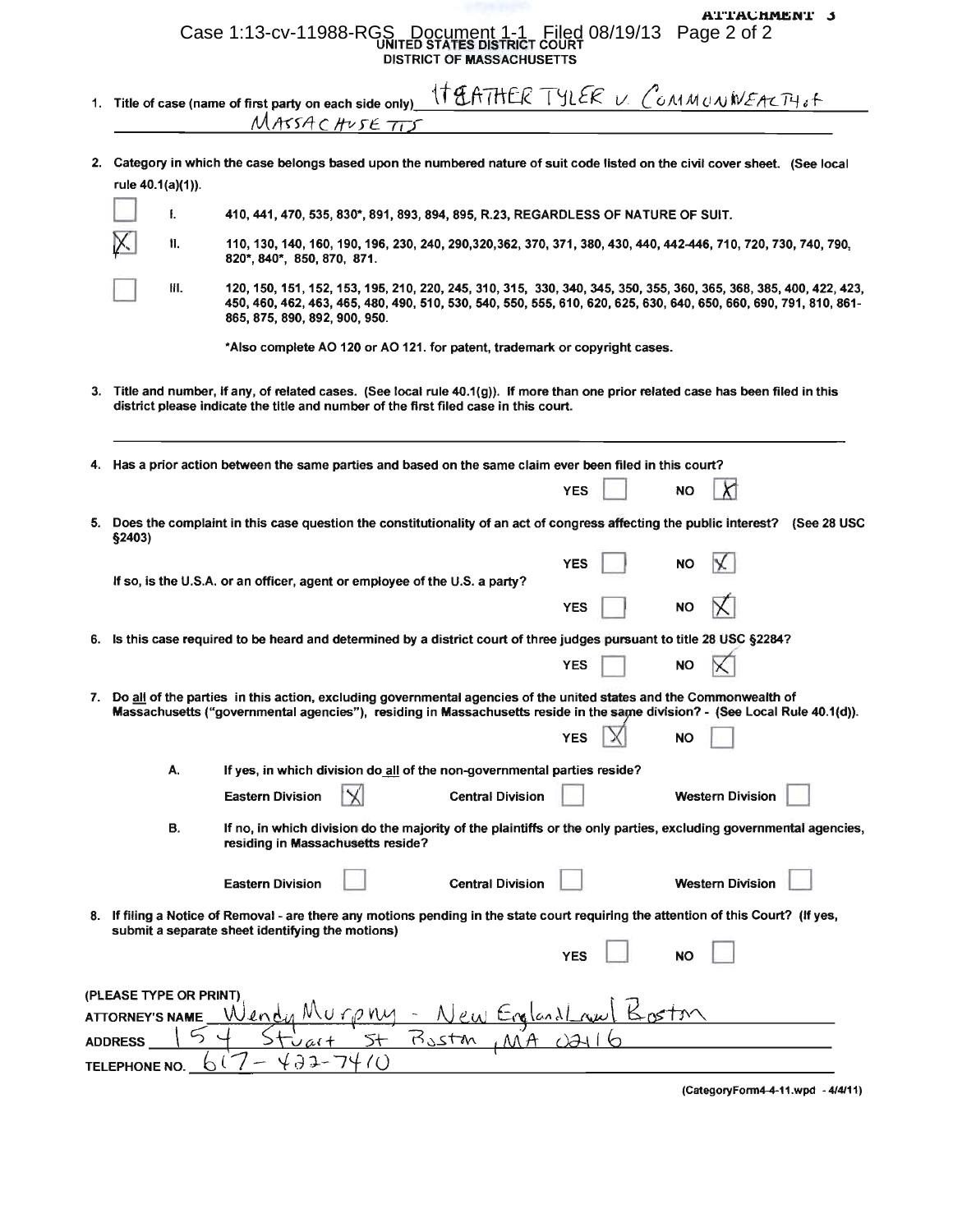ATTACHMENT 3

UNITED STATES DISTRICT COURT
DISTRICT OF MASSACHUSETTS

1. Title of case (name of first party on each side only) HEATHER TYLER v. COMMONWEALTH of MASSACHUSETTS

2. Category in which the case belongs based upon the numbered nature of suit code listed on the civil cover sheet. (See local rule 40.1(a)(1)).

☐ I. 410, 441, 470, 535, 830*, 891, 893, 894, 895, R.23, REGARDLESS OF NATURE OF SUIT.

☒ II. 110, 130, 140, 160, 190, 196, 230, 240, 290,320,362, 370, 371, 380, 430, 440, 442-446, 710, 720, 730, 740, 790, 820*, 840*, 850, 870, 871.

☐ III. 120, 150, 151, 152, 153, 195, 210, 220, 245, 310, 315, 330, 340, 345, 350, 355, 360, 365, 368, 385, 400, 422, 423, 450, 460, 462, 463, 465, 480, 490, 510, 530, 540, 550, 555, 610, 620, 625, 630, 640, 650, 660, 690, 791, 810, 861-865, 875, 890, 892, 900, 950.

*Also complete AO 120 or AO 121. for patent, trademark or copyright cases.

3. Title and number, if any, of related cases. (See local rule 40.1(g)). If more than one prior related case has been filed in this district please indicate the title and number of the first filed case in this court.

4. Has a prior action between the same parties and based on the same claim ever been filed in this court?

YES ☐ NO ☒

5. Does the complaint in this case question the constitutionality of an act of congress affecting the public interest? (See 28 USC §2403)

YES ☐ NO ☒

If so, is the U.S.A. or an officer, agent or employee of the U.S. a party?

YES ☐ NO ☒

6. Is this case required to be heard and determined by a district court of three judges pursuant to title 28 USC §2284?

YES ☐ NO ☒

7. Do all of the parties in this action, excluding governmental agencies of the united states and the Commonwealth of Massachusetts ("governmental agencies"), residing in Massachusetts reside in the same division? - (See Local Rule 40.1(d)).

YES ☒ NO ☐

A. If yes, in which division do all of the non-governmental parties reside?

Eastern Division ☒ Central Division ☐ Western Division ☐

B. If no, in which division do the majority of the plaintiffs or the only parties, excluding governmental agencies, residing in Massachusetts reside?

Eastern Division ☐ Central Division ☐ Western Division ☐

8. If filing a Notice of Removal - are there any motions pending in the state court requiring the attention of this Court? (If yes, submit a separate sheet identifying the motions)

YES ☐ NO ☐

(PLEASE TYPE OR PRINT)

ATTORNEY'S NAME Wendy Murphy - New England Law Boston

ADDRESS 154 Stuart St Boston, MA 02116

TELEPHONE NO. 617-422-7410

(CategoryForm4-4-11.wpd - 4/4/11)